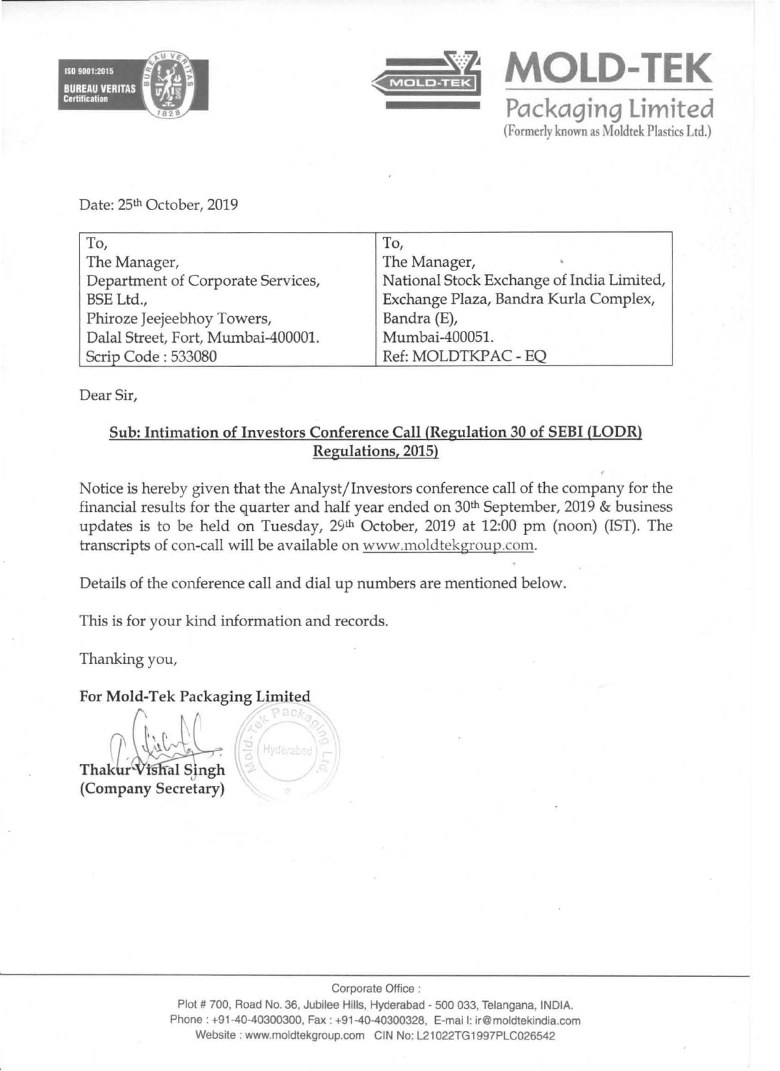**MOLD-TEK**
**Packaging Limited**
(Formerly known as Moldtek Plastics Ltd.)

Date: 25th October, 2019

| To, | To, |
|---|---|
| The Manager, | The Manager, |
| Department of Corporate Services, | National Stock Exchange of India Limited, |
| BSE Ltd., | Exchange Plaza, Bandra Kurla Complex, |
| Phiroze Jeejeebhoy Towers, | Bandra (E), |
| Dalal Street, Fort, Mumbai-400001. | Mumbai-400051. |
| Scrip Code : 533080 | Ref: MOLDTKPAC - EQ |

Dear Sir,

**Sub: Intimation of Investors Conference Call (Regulation 30 of SEBI (LODR) Regulations, 2015)**

Notice is hereby given that the Analyst/Investors conference call of the company for the financial results for the quarter and half year ended on 30th September, 2019 & business updates is to be held on Tuesday, 29th October, 2019 at 12:00 pm (noon) (IST). The transcripts of con-call will be available on www.moldtekgroup.com.

Details of the conference call and dial up numbers are mentioned below.

This is for your kind information and records.

Thanking you,

**For Mold-Tek Packaging Limited**

**Thakur Vishal Singh**
**(Company Secretary)**

Corporate Office :
Plot # 700, Road No. 36, Jubilee Hills, Hyderabad - 500 033, Telangana, INDIA.
Phone : +91-40-40300300, Fax : +91-40-40300328, E-mail: ir@moldtekindia.com
Website : www.moldtekgroup.com CIN No: L21022TG1997PLC026542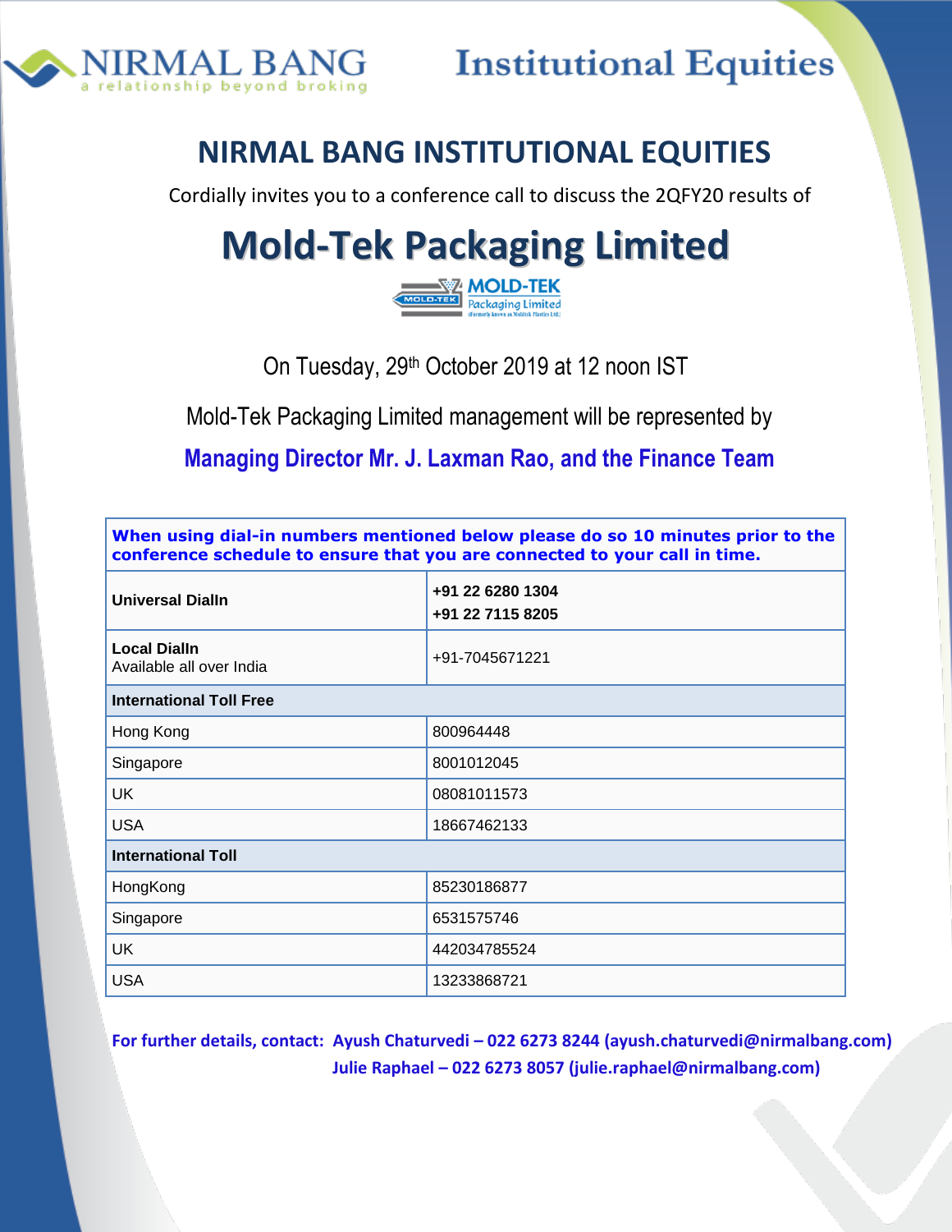NIRMAL BANG
a relationship beyond broking

Institutional Equities

# NIRMAL BANG INSTITUTIONAL EQUITIES

Cordially invites you to a conference call to discuss the 2QFY20 results of

# Mold-Tek Packaging Limited

MOLD-TEK Packaging Limited

On Tuesday, 29th October 2019 at 12 noon IST

Mold-Tek Packaging Limited management will be represented by

**Managing Director Mr. J. Laxman Rao, and the Finance Team**

| When using dial-in numbers mentioned below please do so 10 minutes prior to the conference schedule to ensure that you are connected to your call in time. | |
|---|---|
| **Universal DialIn** | **+91 22 6280 1304**<br>**+91 22 7115 8205** |
| **Local DialIn**<br>Available all over India | +91-7045671221 |
| **International Toll Free** | |
| Hong Kong | 800964448 |
| Singapore | 8001012045 |
| UK | 08081011573 |
| USA | 18667462133 |
| **International Toll** | |
| HongKong | 85230186877 |
| Singapore | 6531575746 |
| UK | 442034785524 |
| USA | 13233868721 |

**For further details, contact: Ayush Chaturvedi – 022 6273 8244 (ayush.chaturvedi@nirmalbang.com)**
**Julie Raphael – 022 6273 8057 (julie.raphael@nirmalbang.com)**